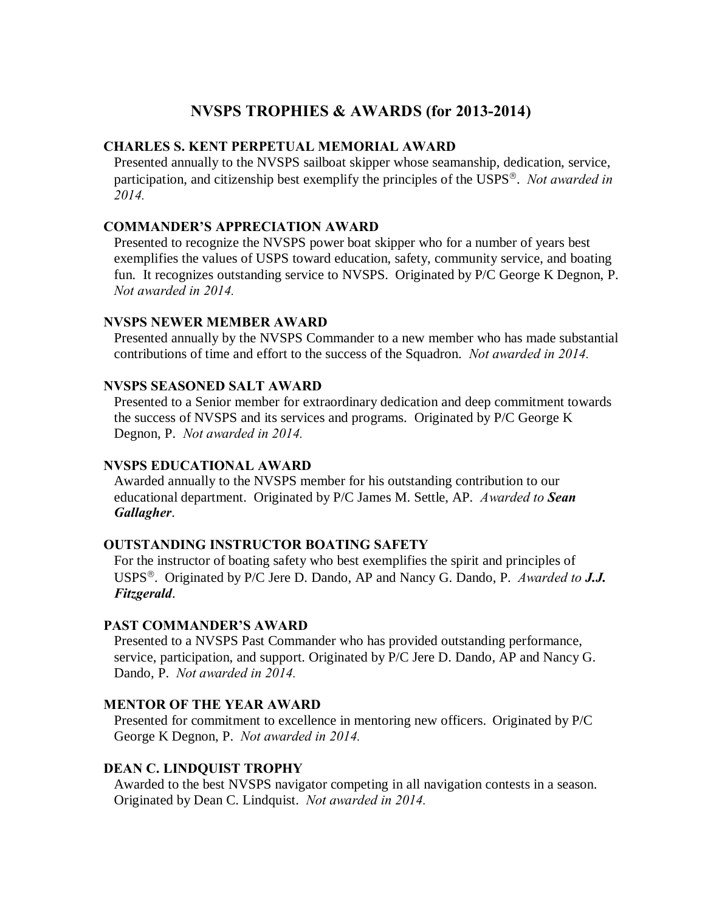# NVSPS TROPHIES & AWARDS (for 2013-2014)

### CHARLES S. KENT PERPETUAL MEMORIAL AWARD

Presented annually to the NVSPS sailboat skipper whose seamanship, dedication, service, participation, and citizenship best exemplify the principles of the USPS®. *Not awarded in 2014.*

### COMMANDER'S APPRECIATION AWARD

Presented to recognize the NVSPS power boat skipper who for a number of years best exemplifies the values of USPS toward education, safety, community service, and boating fun. It recognizes outstanding service to NVSPS. Originated by P/C George K Degnon, P. *Not awarded in 2014.*

### NVSPS NEWER MEMBER AWARD

Presented annually by the NVSPS Commander to a new member who has made substantial contributions of time and effort to the success of the Squadron. *Not awarded in 2014.*

### NVSPS SEASONED SALT AWARD

Presented to a Senior member for extraordinary dedication and deep commitment towards the success of NVSPS and its services and programs. Originated by P/C George K Degnon, P. *Not awarded in 2014.*

### NVSPS EDUCATIONAL AWARD

Awarded annually to the NVSPS member for his outstanding contribution to our educational department. Originated by P/C James M. Settle, AP. *Awarded to* ***Sean Gallagher****.*

### OUTSTANDING INSTRUCTOR BOATING SAFETY

For the instructor of boating safety who best exemplifies the spirit and principles of USPS®. Originated by P/C Jere D. Dando, AP and Nancy G. Dando, P. *Awarded to* ***J.J. Fitzgerald****.*

### PAST COMMANDER'S AWARD

Presented to a NVSPS Past Commander who has provided outstanding performance, service, participation, and support. Originated by P/C Jere D. Dando, AP and Nancy G. Dando, P. *Not awarded in 2014.*

### MENTOR OF THE YEAR AWARD

Presented for commitment to excellence in mentoring new officers. Originated by P/C George K Degnon, P. *Not awarded in 2014.*

### DEAN C. LINDQUIST TROPHY

Awarded to the best NVSPS navigator competing in all navigation contests in a season. Originated by Dean C. Lindquist. *Not awarded in 2014.*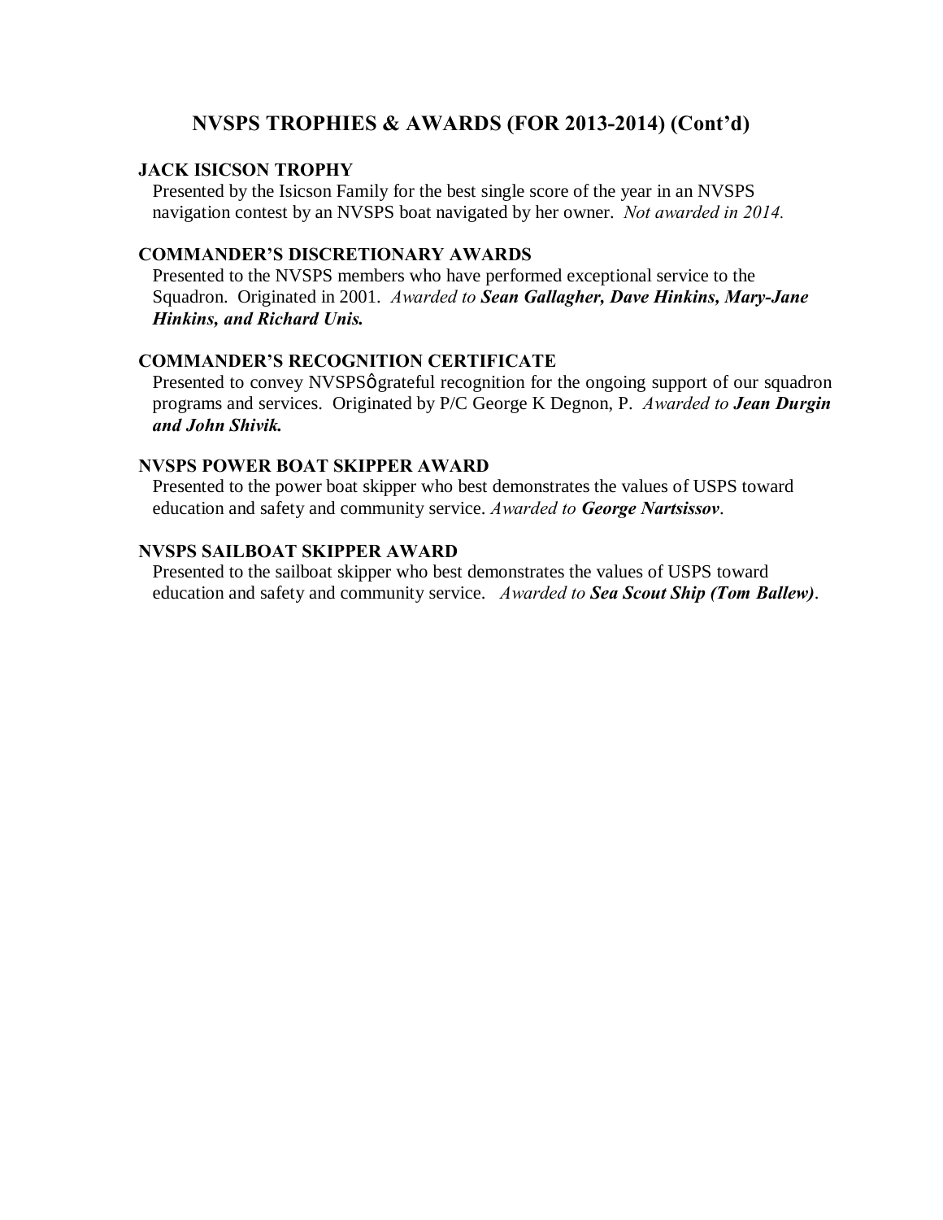## NVSPS TROPHIES & AWARDS (FOR 2013-2014) (Cont'd)

### JACK ISICSON TROPHY

Presented by the Isicson Family for the best single score of the year in an NVSPS navigation contest by an NVSPS boat navigated by her owner. *Not awarded in 2014.*

### COMMANDER'S DISCRETIONARY AWARDS

Presented to the NVSPS members who have performed exceptional service to the Squadron. Originated in 2001. *Awarded to* ***Sean Gallagher, Dave Hinkins, Mary-Jane Hinkins, and Richard Unis.***

### COMMANDER'S RECOGNITION CERTIFICATE

Presented to convey NVSPSǿgrateful recognition for the ongoing support of our squadron programs and services. Originated by P/C George K Degnon, P. *Awarded to* ***Jean Durgin and John Shivik.***

### NVSPS POWER BOAT SKIPPER AWARD

Presented to the power boat skipper who best demonstrates the values of USPS toward education and safety and community service. *Awarded to* ***George Nartsissov***.

### NVSPS SAILBOAT SKIPPER AWARD

Presented to the sailboat skipper who best demonstrates the values of USPS toward education and safety and community service. *Awarded to* ***Sea Scout Ship (Tom Ballew)***.